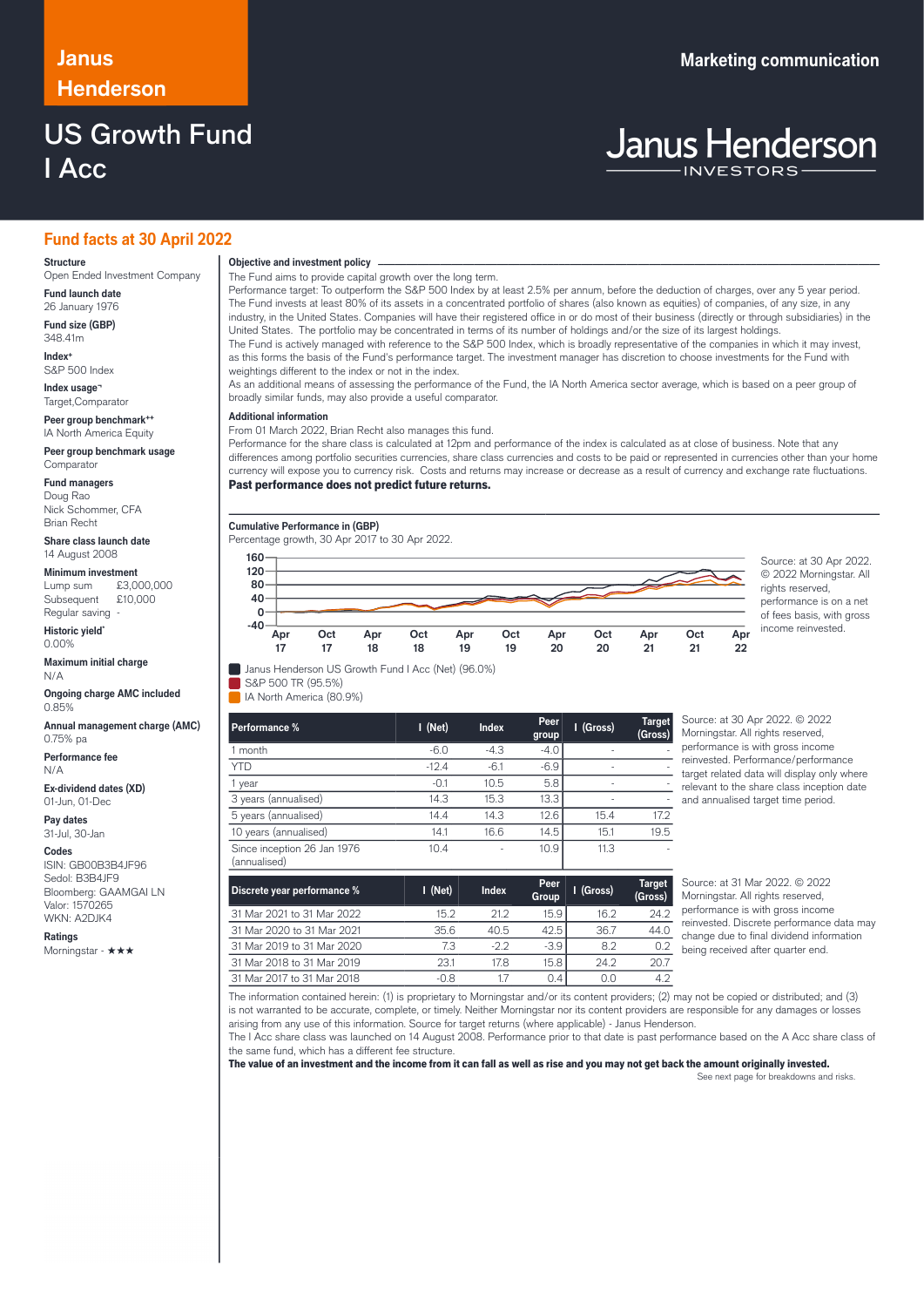# Janus Henderson

Marketing communication

# US Growth Fund I Acc

Janus Henderson INVESTORS

## Fund facts at 30 April 2022

**Structure**
Open Ended Investment Company

**Fund launch date**
26 January 1976

**Fund size (GBP)**
348.41m

**Index+**
S&P 500 Index

**Index usage¬**
Target,Comparator

**Peer group benchmark++**
IA North America Equity

**Peer group benchmark usage**
Comparator

**Fund managers**
Doug Rao
Nick Schommer, CFA
Brian Recht

**Share class launch date**
14 August 2008

**Minimum investment**
Lump sum £3,000,000
Subsequent £10,000
Regular saving -

**Historic yield***
0.00%

**Maximum initial charge**
N/A

**Ongoing charge AMC included**
0.85%

**Annual management charge (AMC)**
0.75% pa

**Performance fee**
N/A

**Ex-dividend dates (XD)**
01-Jun, 01-Dec

**Pay dates**
31-Jul, 30-Jan

**Codes**
ISIN: GB00B3B4JF96
Sedol: B3B4JF9
Bloomberg: GAAMGAI LN
Valor: 1570265
WKN: A2DJK4

**Ratings**
Morningstar - ★★★

### Objective and investment policy

The Fund aims to provide capital growth over the long term.
Performance target: To outperform the S&P 500 Index by at least 2.5% per annum, before the deduction of charges, over any 5 year period.
The Fund invests at least 80% of its assets in a concentrated portfolio of shares (also known as equities) of companies, of any size, in any industry, in the United States. Companies will have their registered office in or do most of their business (directly or through subsidiaries) in the United States. The portfolio may be concentrated in terms of its number of holdings and/or the size of its largest holdings.
The Fund is actively managed with reference to the S&P 500 Index, which is broadly representative of the companies in which it may invest, as this forms the basis of the Fund's performance target. The investment manager has discretion to choose investments for the Fund with weightings different to the index or not in the index.
As an additional means of assessing the performance of the Fund, the IA North America sector average, which is based on a peer group of broadly similar funds, may also provide a useful comparator.

### Additional information

From 01 March 2022, Brian Recht also manages this fund.
Performance for the share class is calculated at 12pm and performance of the index is calculated as at close of business. Note that any differences among portfolio securities currencies, share class currencies and costs to be paid or represented in currencies other than your home currency will expose you to currency risk. Costs and returns may increase or decrease as a result of currency and exchange rate fluctuations.
**Past performance does not predict future returns.**

### Cumulative Performance in (GBP)

Percentage growth, 30 Apr 2017 to 30 Apr 2022.

Source: at 30 Apr 2022. © 2022 Morningstar. All rights reserved, performance is on a net of fees basis, with gross income reinvested.

- Janus Henderson US Growth Fund I Acc (Net) (96.0%)
- S&P 500 TR (95.5%)
- IA North America (80.9%)

| Performance % | I (Net) | Index | Peer group | I (Gross) | Target (Gross) |
|---|---|---|---|---|---|
| 1 month | -6.0 | -4.3 | -4.0 | - | - |
| YTD | -12.4 | -6.1 | -6.9 | - | - |
| 1 year | -0.1 | 10.5 | 5.8 | - | - |
| 3 years (annualised) | 14.3 | 15.3 | 13.3 | - | - |
| 5 years (annualised) | 14.4 | 14.3 | 12.6 | 15.4 | 17.2 |
| 10 years (annualised) | 14.1 | 16.6 | 14.5 | 15.1 | 19.5 |
| Since inception 26 Jan 1976 (annualised) | 10.4 | - | 10.9 | 11.3 | - |

Source: at 30 Apr 2022. © 2022 Morningstar. All rights reserved, performance is with gross income reinvested. Performance/performance target related data will display only where relevant to the share class inception date and annualised target time period.

| Discrete year performance % | I (Net) | Index | Peer Group | I (Gross) | Target (Gross) |
|---|---|---|---|---|---|
| 31 Mar 2021 to 31 Mar 2022 | 15.2 | 21.2 | 15.9 | 16.2 | 24.2 |
| 31 Mar 2020 to 31 Mar 2021 | 35.6 | 40.5 | 42.5 | 36.7 | 44.0 |
| 31 Mar 2019 to 31 Mar 2020 | 7.3 | -2.2 | -3.9 | 8.2 | 0.2 |
| 31 Mar 2018 to 31 Mar 2019 | 23.1 | 17.8 | 15.8 | 24.2 | 20.7 |
| 31 Mar 2017 to 31 Mar 2018 | -0.8 | 1.7 | 0.4 | 0.0 | 4.2 |

Source: at 31 Mar 2022. © 2022 Morningstar. All rights reserved, performance is with gross income reinvested. Discrete performance data may change due to final dividend information being received after quarter end.

The information contained herein: (1) is proprietary to Morningstar and/or its content providers; (2) may not be copied or distributed; and (3) is not warranted to be accurate, complete, or timely. Neither Morningstar nor its content providers are responsible for any damages or losses arising from any use of this information. Source for target returns (where applicable) - Janus Henderson.
The I Acc share class was launched on 14 August 2008. Performance prior to that date is past performance based on the A Acc share class of the same fund, which has a different fee structure.
**The value of an investment and the income from it can fall as well as rise and you may not get back the amount originally invested.**

See next page for breakdowns and risks.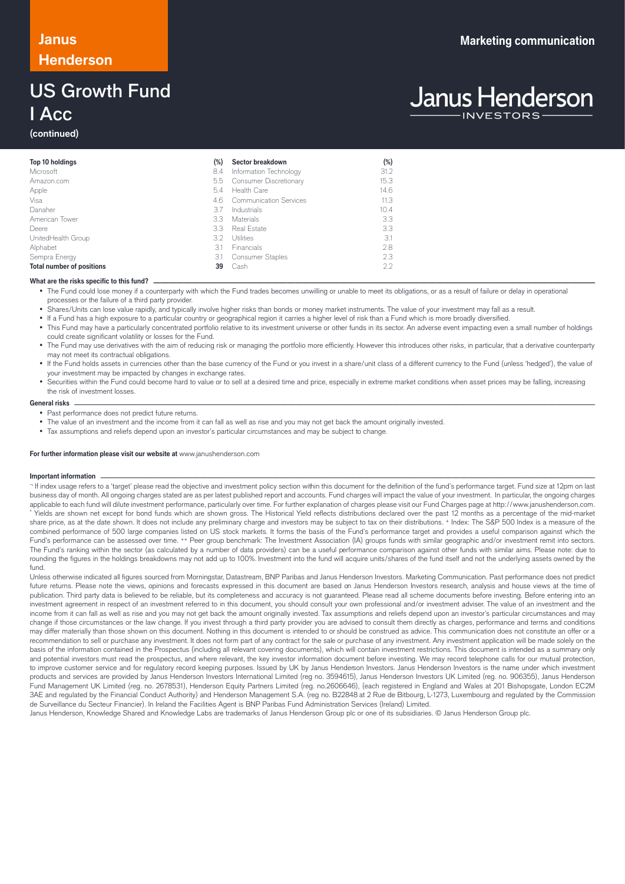Marketing communication

# US Growth Fund I Acc

(continued)

| Top 10 holdings | (%) | Sector breakdown | (%) |
|---|---|---|---|
| Microsoft | 8.4 | Information Technology | 31.2 |
| Amazon.com | 5.5 | Consumer Discretionary | 15.3 |
| Apple | 5.4 | Health Care | 14.6 |
| Visa | 4.6 | Communication Services | 11.3 |
| Danaher | 3.7 | Industrials | 10.4 |
| American Tower | 3.3 | Materials | 3.3 |
| Deere | 3.3 | Real Estate | 3.3 |
| UnitedHealth Group | 3.2 | Utilities | 3.1 |
| Alphabet | 3.1 | Financials | 2.8 |
| Sempra Energy | 3.1 | Consumer Staples | 2.3 |
| **Total number of positions** | **39** | Cash | 2.2 |

**What are the risks specific to this fund?**

- The Fund could lose money if a counterparty with which the Fund trades becomes unwilling or unable to meet its obligations, or as a result of failure or delay in operational processes or the failure of a third party provider.
- Shares/Units can lose value rapidly, and typically involve higher risks than bonds or money market instruments. The value of your investment may fall as a result.
- If a Fund has a high exposure to a particular country or geographical region it carries a higher level of risk than a Fund which is more broadly diversified.
- This Fund may have a particularly concentrated portfolio relative to its investment universe or other funds in its sector. An adverse event impacting even a small number of holdings could create significant volatility or losses for the Fund.
- The Fund may use derivatives with the aim of reducing risk or managing the portfolio more efficiently. However this introduces other risks, in particular, that a derivative counterparty may not meet its contractual obligations.
- If the Fund holds assets in currencies other than the base currency of the Fund or you invest in a share/unit class of a different currency to the Fund (unless 'hedged'), the value of your investment may be impacted by changes in exchange rates.
- Securities within the Fund could become hard to value or to sell at a desired time and price, especially in extreme market conditions when asset prices may be falling, increasing the risk of investment losses.

**General risks**

- Past performance does not predict future returns.
- The value of an investment and the income from it can fall as well as rise and you may not get back the amount originally invested.
- Tax assumptions and reliefs depend upon an investor's particular circumstances and may be subject to change.

**For further information please visit our website at** www.janushenderson.com

**Important information**

¬ If index usage refers to a 'target' please read the objective and investment policy section within this document for the definition of the fund's performance target. Fund size at 12pm on last business day of month. All ongoing charges stated are as per latest published report and accounts. Fund charges will impact the value of your investment. In particular, the ongoing charges applicable to each fund will dilute investment performance, particularly over time. For further explanation of charges please visit our Fund Charges page at http://www.janushenderson.com. * Yields are shown net except for bond funds which are shown gross. The Historical Yield reflects distributions declared over the past 12 months as a percentage of the mid-market share price, as at the date shown. It does not include any preliminary charge and investors may be subject to tax on their distributions. + Index: The S&P 500 Index is a measure of the combined performance of 500 large companies listed on US stock markets. It forms the basis of the Fund's performance target and provides a useful comparison against which the Fund's performance can be assessed over time. ++ Peer group benchmark: The Investment Association (IA) groups funds with similar geographic and/or investment remit into sectors. The Fund's ranking within the sector (as calculated by a number of data providers) can be a useful performance comparison against other funds with similar aims. Please note: due to rounding the figures in the holdings breakdowns may not add up to 100%. Investment into the fund will acquire units/shares of the fund itself and not the underlying assets owned by the fund.

Unless otherwise indicated all figures sourced from Morningstar, Datastream, BNP Paribas and Janus Henderson Investors. Marketing Communication. Past performance does not predict future returns. Please note the views, opinions and forecasts expressed in this document are based on Janus Henderson Investors research, analysis and house views at the time of publication. Third party data is believed to be reliable, but its completeness and accuracy is not guaranteed. Please read all scheme documents before investing. Before entering into an investment agreement in respect of an investment referred to in this document, you should consult your own professional and/or investment adviser. The value of an investment and the income from it can fall as well as rise and you may not get back the amount originally invested. Tax assumptions and reliefs depend upon an investor's particular circumstances and may change if those circumstances or the law change. If you invest through a third party provider you are advised to consult them directly as charges, performance and terms and conditions may differ materially than those shown on this document. Nothing in this document is intended to or should be construed as advice. This communication does not constitute an offer or a recommendation to sell or purchase any investment. It does not form part of any contract for the sale or purchase of any investment. Any investment application will be made solely on the basis of the information contained in the Prospectus (including all relevant covering documents), which will contain investment restrictions. This document is intended as a summary only and potential investors must read the prospectus, and where relevant, the key investor information document before investing. We may record telephone calls for our mutual protection, to improve customer service and for regulatory record keeping purposes. Issued by UK by Janus Henderson Investors. Janus Henderson Investors is the name under which investment products and services are provided by Janus Henderson Investors International Limited (reg no. 3594615), Janus Henderson Investors UK Limited (reg. no. 906355), Janus Henderson Fund Management UK Limited (reg. no. 2678531), Henderson Equity Partners Limited (reg. no.2606646), (each registered in England and Wales at 201 Bishopsgate, London EC2M 3AE and regulated by the Financial Conduct Authority) and Henderson Management S.A. (reg no. B22848 at 2 Rue de Bitbourg, L-1273, Luxembourg and regulated by the Commission de Surveillance du Secteur Financier). In Ireland the Facilities Agent is BNP Paribas Fund Administration Services (Ireland) Limited.

Janus Henderson, Knowledge Shared and Knowledge Labs are trademarks of Janus Henderson Group plc or one of its subsidiaries. © Janus Henderson Group plc.